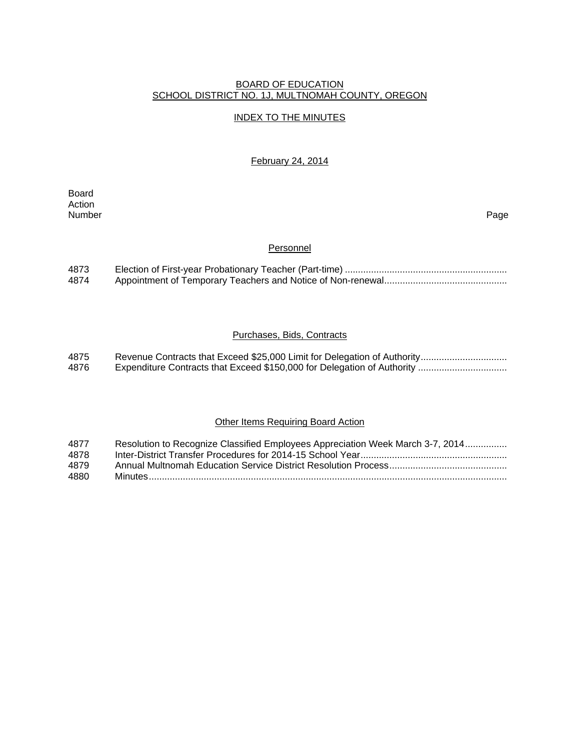# BOARD OF EDUCATION
## SCHOOL DISTRICT NO. 1J, MULTNOMAH COUNTY, OREGON

### INDEX TO THE MINUTES

February 24, 2014

| Board Action Number | | Page |
|---|---|---|
| | **Personnel** | |
| 4873 | Election of First-year Probationary Teacher (Part-time) | |
| 4874 | Appointment of Temporary Teachers and Notice of Non-renewal | |
| | **Purchases, Bids, Contracts** | |
| 4875 | Revenue Contracts that Exceed $25,000 Limit for Delegation of Authority | |
| 4876 | Expenditure Contracts that Exceed $150,000 for Delegation of Authority | |
| | **Other Items Requiring Board Action** | |
| 4877 | Resolution to Recognize Classified Employees Appreciation Week March 3-7, 2014 | |
| 4878 | Inter-District Transfer Procedures for 2014-15 School Year | |
| 4879 | Annual Multnomah Education Service District Resolution Process | |
| 4880 | Minutes | |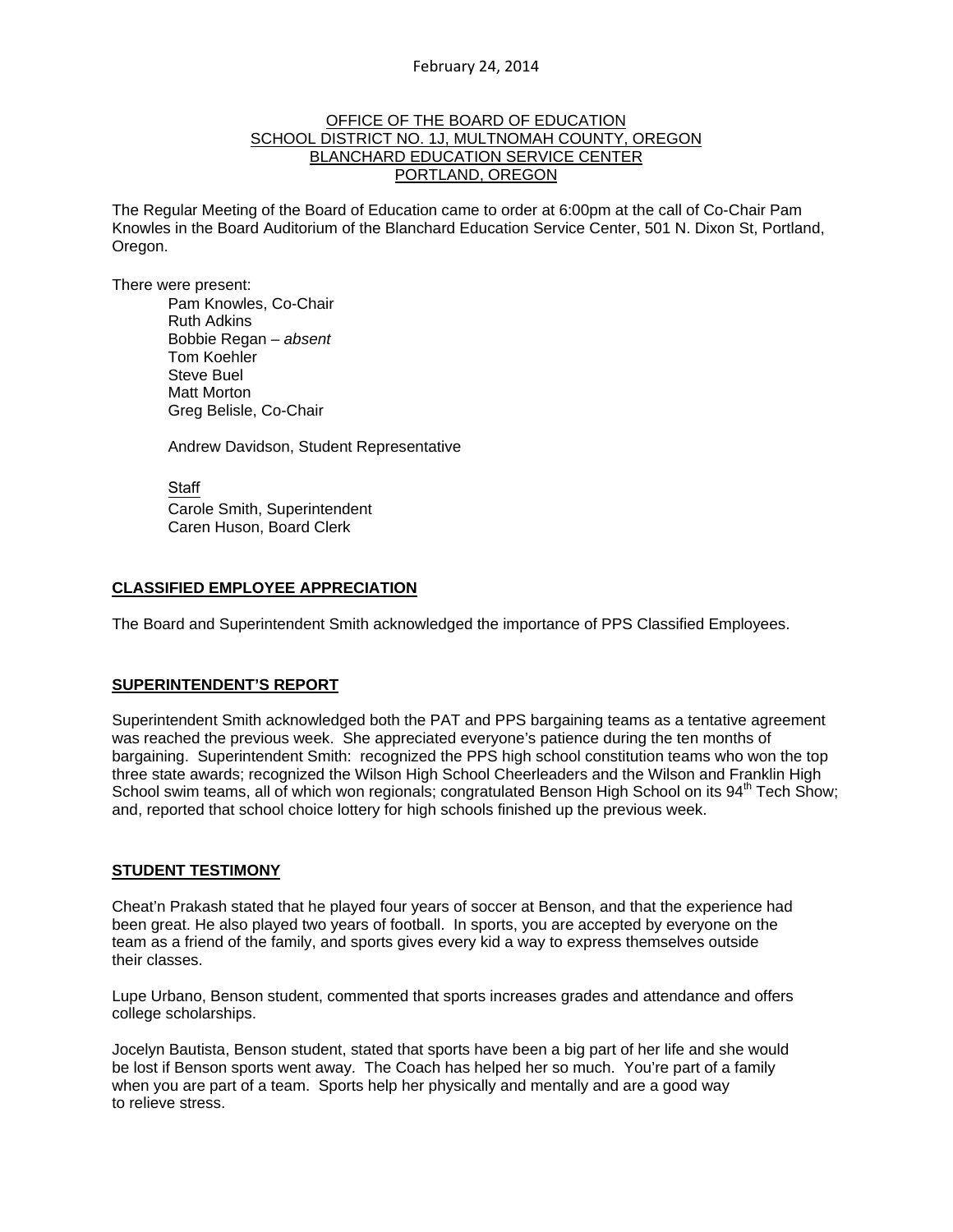February 24, 2014

OFFICE OF THE BOARD OF EDUCATION
SCHOOL DISTRICT NO. 1J, MULTNOMAH COUNTY, OREGON
BLANCHARD EDUCATION SERVICE CENTER
PORTLAND, OREGON

The Regular Meeting of the Board of Education came to order at 6:00pm at the call of Co-Chair Pam Knowles in the Board Auditorium of the Blanchard Education Service Center, 501 N. Dixon St, Portland, Oregon.

There were present:

Pam Knowles, Co-Chair
Ruth Adkins
Bobbie Regan – *absent*
Tom Koehler
Steve Buel
Matt Morton
Greg Belisle, Co-Chair

Andrew Davidson, Student Representative

Staff
Carole Smith, Superintendent
Caren Huson, Board Clerk

## CLASSIFIED EMPLOYEE APPRECIATION

The Board and Superintendent Smith acknowledged the importance of PPS Classified Employees.

## SUPERINTENDENT'S REPORT

Superintendent Smith acknowledged both the PAT and PPS bargaining teams as a tentative agreement was reached the previous week. She appreciated everyone's patience during the ten months of bargaining. Superintendent Smith: recognized the PPS high school constitution teams who won the top three state awards; recognized the Wilson High School Cheerleaders and the Wilson and Franklin High School swim teams, all of which won regionals; congratulated Benson High School on its 94th Tech Show; and, reported that school choice lottery for high schools finished up the previous week.

## STUDENT TESTIMONY

Cheat'n Prakash stated that he played four years of soccer at Benson, and that the experience had been great. He also played two years of football. In sports, you are accepted by everyone on the team as a friend of the family, and sports gives every kid a way to express themselves outside their classes.

Lupe Urbano, Benson student, commented that sports increases grades and attendance and offers college scholarships.

Jocelyn Bautista, Benson student, stated that sports have been a big part of her life and she would be lost if Benson sports went away. The Coach has helped her so much. You're part of a family when you are part of a team. Sports help her physically and mentally and are a good way to relieve stress.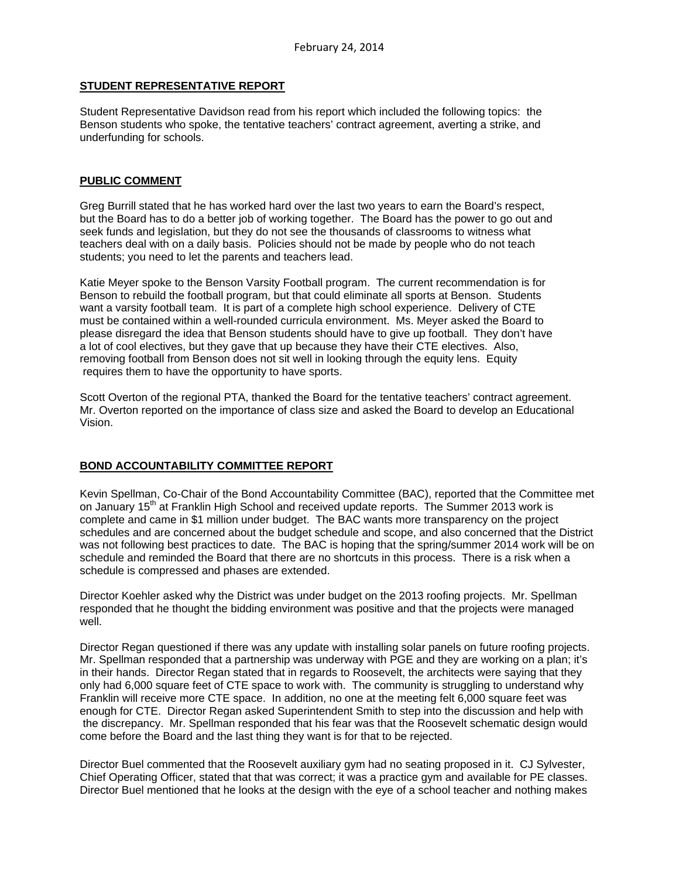## STUDENT REPRESENTATIVE REPORT

Student Representative Davidson read from his report which included the following topics: the Benson students who spoke, the tentative teachers' contract agreement, averting a strike, and underfunding for schools.

## PUBLIC COMMENT

Greg Burrill stated that he has worked hard over the last two years to earn the Board's respect, but the Board has to do a better job of working together. The Board has the power to go out and seek funds and legislation, but they do not see the thousands of classrooms to witness what teachers deal with on a daily basis. Policies should not be made by people who do not teach students; you need to let the parents and teachers lead.

Katie Meyer spoke to the Benson Varsity Football program. The current recommendation is for Benson to rebuild the football program, but that could eliminate all sports at Benson. Students want a varsity football team. It is part of a complete high school experience. Delivery of CTE must be contained within a well-rounded curricula environment. Ms. Meyer asked the Board to please disregard the idea that Benson students should have to give up football. They don't have a lot of cool electives, but they gave that up because they have their CTE electives. Also, removing football from Benson does not sit well in looking through the equity lens. Equity requires them to have the opportunity to have sports.

Scott Overton of the regional PTA, thanked the Board for the tentative teachers' contract agreement. Mr. Overton reported on the importance of class size and asked the Board to develop an Educational Vision.

## BOND ACCOUNTABILITY COMMITTEE REPORT

Kevin Spellman, Co-Chair of the Bond Accountability Committee (BAC), reported that the Committee met on January 15th at Franklin High School and received update reports. The Summer 2013 work is complete and came in $1 million under budget. The BAC wants more transparency on the project schedules and are concerned about the budget schedule and scope, and also concerned that the District was not following best practices to date. The BAC is hoping that the spring/summer 2014 work will be on schedule and reminded the Board that there are no shortcuts in this process. There is a risk when a schedule is compressed and phases are extended.

Director Koehler asked why the District was under budget on the 2013 roofing projects. Mr. Spellman responded that he thought the bidding environment was positive and that the projects were managed well.

Director Regan questioned if there was any update with installing solar panels on future roofing projects. Mr. Spellman responded that a partnership was underway with PGE and they are working on a plan; it's in their hands. Director Regan stated that in regards to Roosevelt, the architects were saying that they only had 6,000 square feet of CTE space to work with. The community is struggling to understand why Franklin will receive more CTE space. In addition, no one at the meeting felt 6,000 square feet was enough for CTE. Director Regan asked Superintendent Smith to step into the discussion and help with the discrepancy. Mr. Spellman responded that his fear was that the Roosevelt schematic design would come before the Board and the last thing they want is for that to be rejected.

Director Buel commented that the Roosevelt auxiliary gym had no seating proposed in it. CJ Sylvester, Chief Operating Officer, stated that that was correct; it was a practice gym and available for PE classes. Director Buel mentioned that he looks at the design with the eye of a school teacher and nothing makes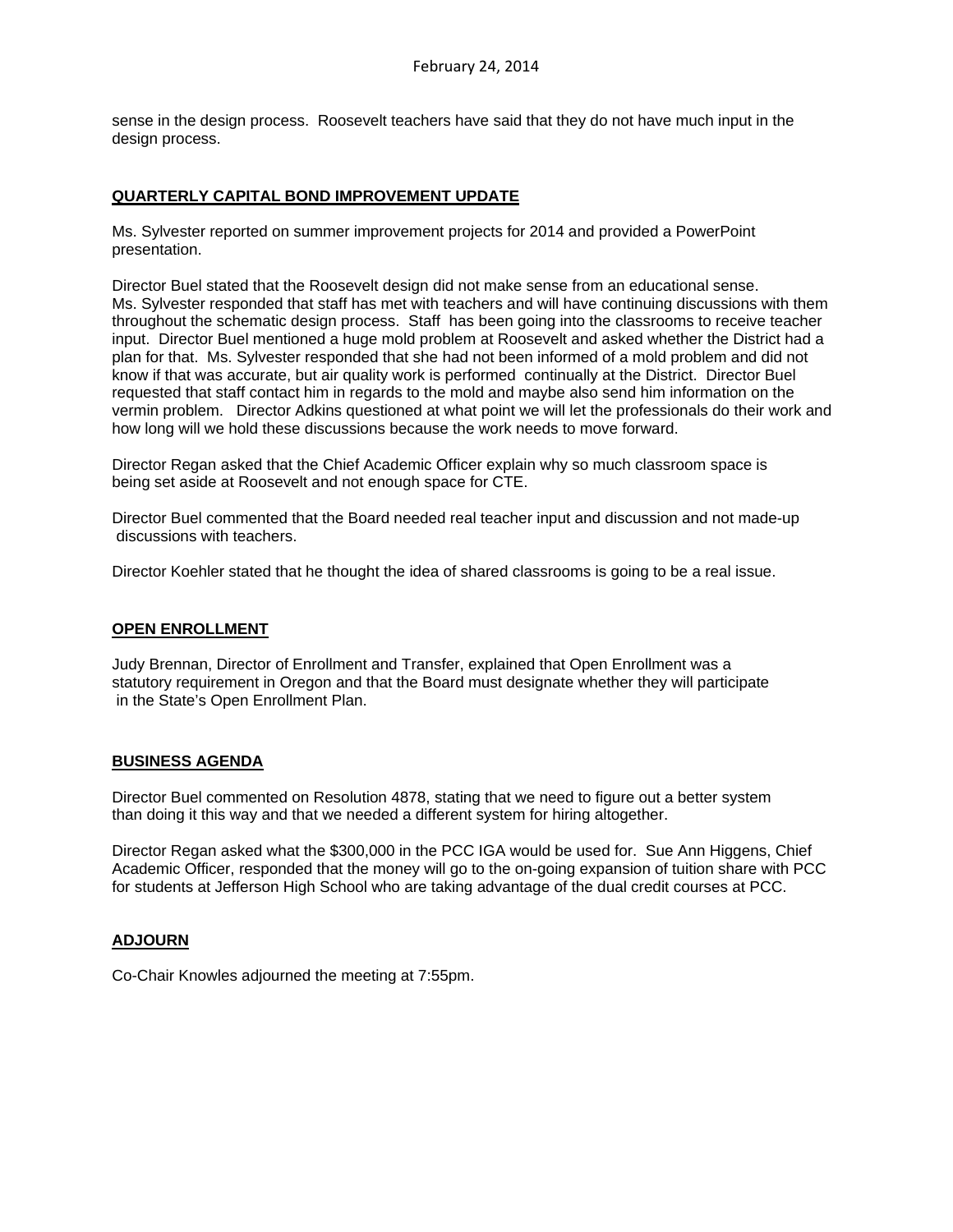sense in the design process. Roosevelt teachers have said that they do not have much input in the design process.

## QUARTERLY CAPITAL BOND IMPROVEMENT UPDATE

Ms. Sylvester reported on summer improvement projects for 2014 and provided a PowerPoint presentation.

Director Buel stated that the Roosevelt design did not make sense from an educational sense. Ms. Sylvester responded that staff has met with teachers and will have continuing discussions with them throughout the schematic design process. Staff has been going into the classrooms to receive teacher input. Director Buel mentioned a huge mold problem at Roosevelt and asked whether the District had a plan for that. Ms. Sylvester responded that she had not been informed of a mold problem and did not know if that was accurate, but air quality work is performed continually at the District. Director Buel requested that staff contact him in regards to the mold and maybe also send him information on the vermin problem. Director Adkins questioned at what point we will let the professionals do their work and how long will we hold these discussions because the work needs to move forward.

Director Regan asked that the Chief Academic Officer explain why so much classroom space is being set aside at Roosevelt and not enough space for CTE.

Director Buel commented that the Board needed real teacher input and discussion and not made-up discussions with teachers.

Director Koehler stated that he thought the idea of shared classrooms is going to be a real issue.

## OPEN ENROLLMENT

Judy Brennan, Director of Enrollment and Transfer, explained that Open Enrollment was a statutory requirement in Oregon and that the Board must designate whether they will participate in the State's Open Enrollment Plan.

## BUSINESS AGENDA

Director Buel commented on Resolution 4878, stating that we need to figure out a better system than doing it this way and that we needed a different system for hiring altogether.

Director Regan asked what the $300,000 in the PCC IGA would be used for. Sue Ann Higgens, Chief Academic Officer, responded that the money will go to the on-going expansion of tuition share with PCC for students at Jefferson High School who are taking advantage of the dual credit courses at PCC.

## ADJOURN

Co-Chair Knowles adjourned the meeting at 7:55pm.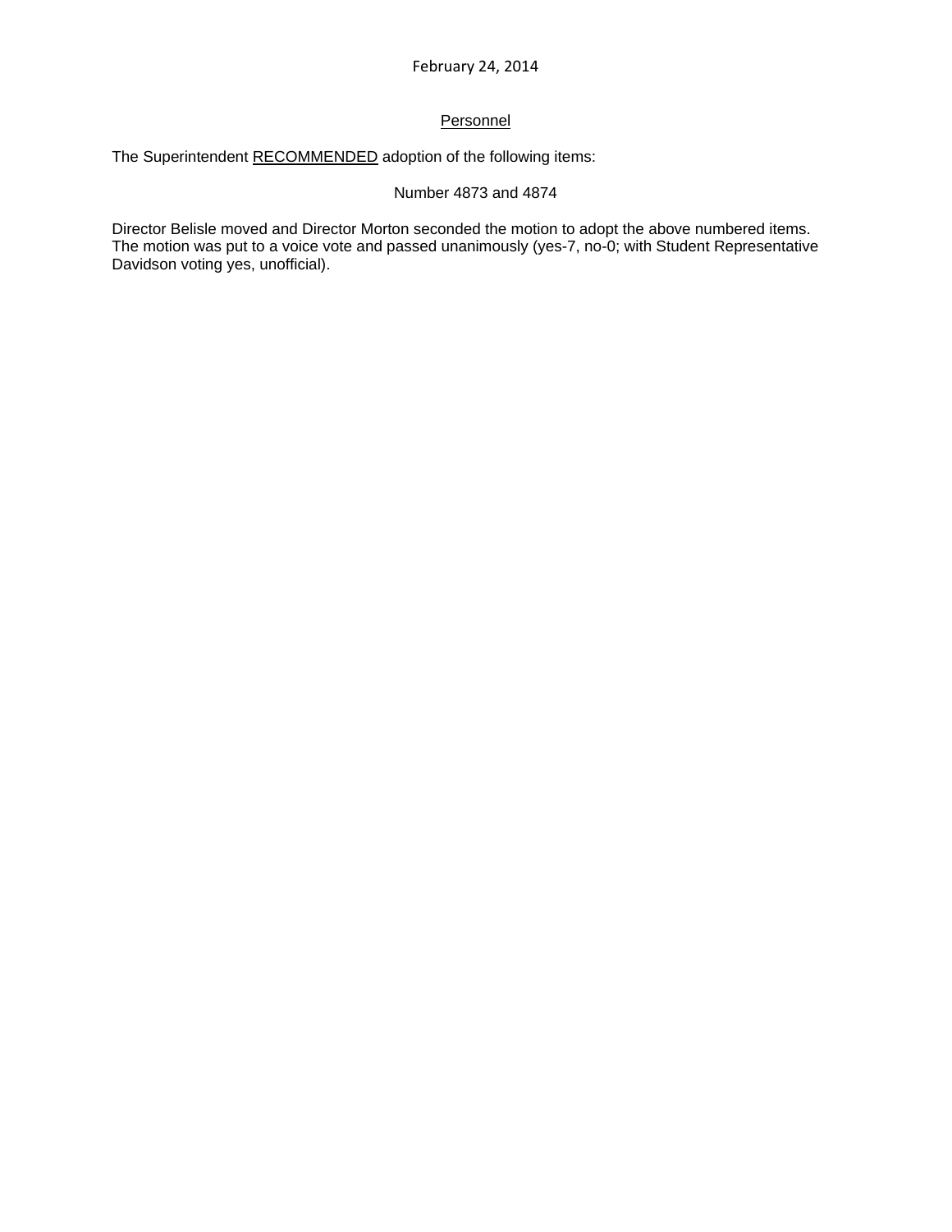February 24, 2014

## Personnel

The Superintendent RECOMMENDED adoption of the following items:

Number 4873 and 4874

Director Belisle moved and Director Morton seconded the motion to adopt the above numbered items. The motion was put to a voice vote and passed unanimously (yes-7, no-0; with Student Representative Davidson voting yes, unofficial).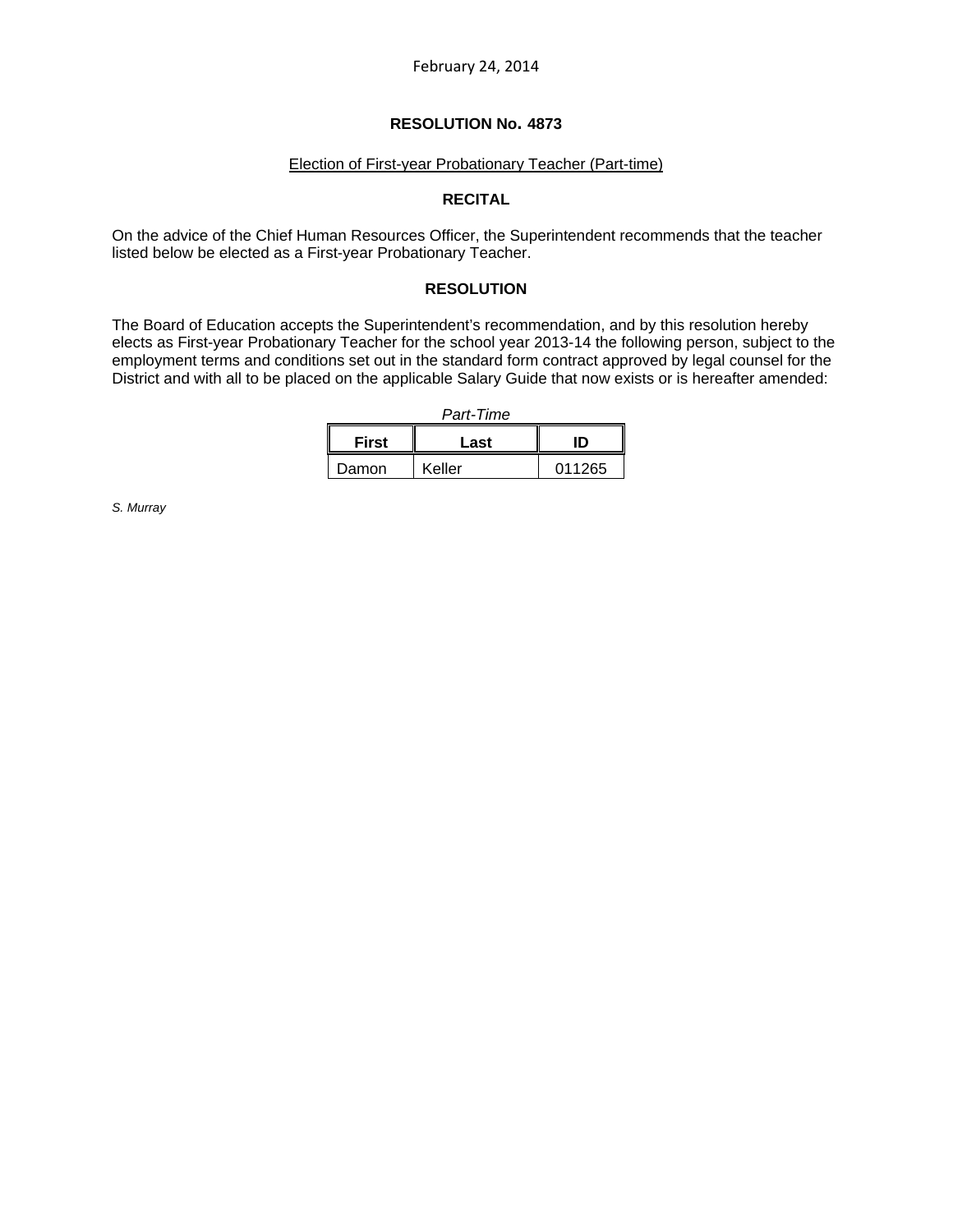February 24, 2014

## RESOLUTION No. 4873

Election of First-year Probationary Teacher (Part-time)

### RECITAL

On the advice of the Chief Human Resources Officer, the Superintendent recommends that the teacher listed below be elected as a First-year Probationary Teacher.

### RESOLUTION

The Board of Education accepts the Superintendent's recommendation, and by this resolution hereby elects as First-year Probationary Teacher for the school year 2013-14 the following person, subject to the employment terms and conditions set out in the standard form contract approved by legal counsel for the District and with all to be placed on the applicable Salary Guide that now exists or is hereafter amended:

*Part-Time*

| First | Last | ID |
|---|---|---|
| Damon | Keller | 011265 |

*S. Murray*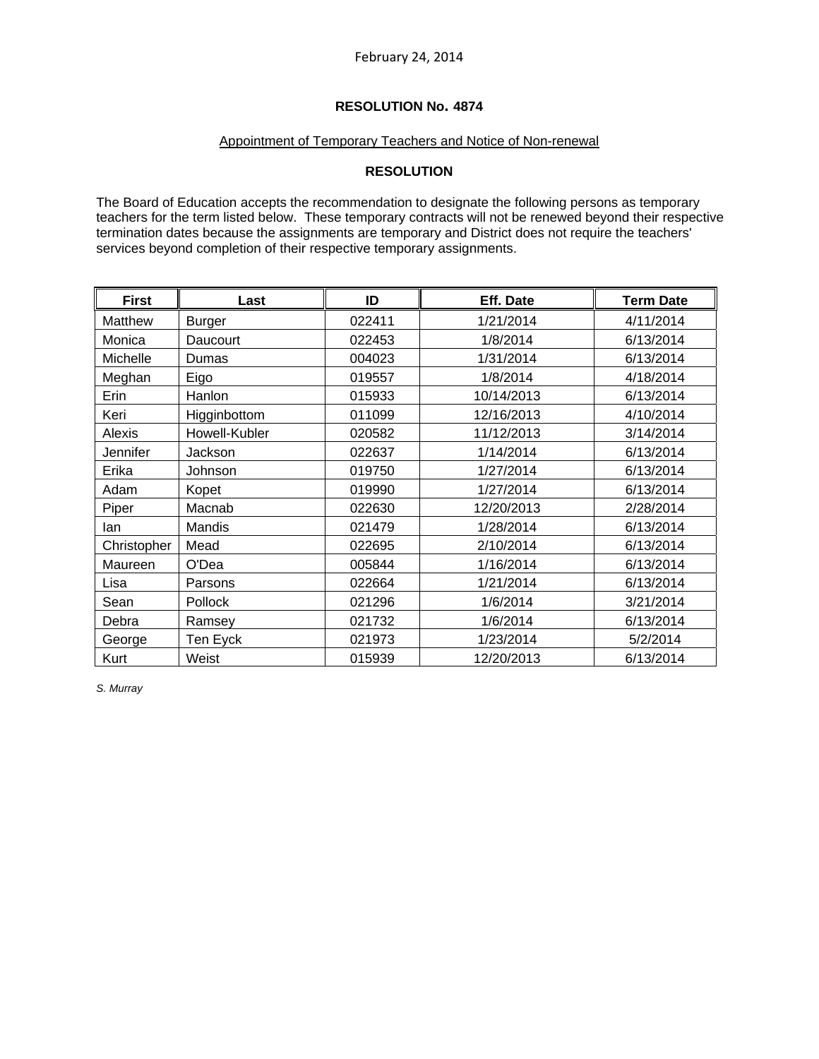February 24, 2014

**RESOLUTION No. 4874**

Appointment of Temporary Teachers and Notice of Non-renewal

**RESOLUTION**

The Board of Education accepts the recommendation to designate the following persons as temporary teachers for the term listed below. These temporary contracts will not be renewed beyond their respective termination dates because the assignments are temporary and District does not require the teachers' services beyond completion of their respective temporary assignments.

| First | Last | ID | Eff. Date | Term Date |
|---|---|---|---|---|
| Matthew | Burger | 022411 | 1/21/2014 | 4/11/2014 |
| Monica | Daucourt | 022453 | 1/8/2014 | 6/13/2014 |
| Michelle | Dumas | 004023 | 1/31/2014 | 6/13/2014 |
| Meghan | Eigo | 019557 | 1/8/2014 | 4/18/2014 |
| Erin | Hanlon | 015933 | 10/14/2013 | 6/13/2014 |
| Keri | Higginbottom | 011099 | 12/16/2013 | 4/10/2014 |
| Alexis | Howell-Kubler | 020582 | 11/12/2013 | 3/14/2014 |
| Jennifer | Jackson | 022637 | 1/14/2014 | 6/13/2014 |
| Erika | Johnson | 019750 | 1/27/2014 | 6/13/2014 |
| Adam | Kopet | 019990 | 1/27/2014 | 6/13/2014 |
| Piper | Macnab | 022630 | 12/20/2013 | 2/28/2014 |
| Ian | Mandis | 021479 | 1/28/2014 | 6/13/2014 |
| Christopher | Mead | 022695 | 2/10/2014 | 6/13/2014 |
| Maureen | O'Dea | 005844 | 1/16/2014 | 6/13/2014 |
| Lisa | Parsons | 022664 | 1/21/2014 | 6/13/2014 |
| Sean | Pollock | 021296 | 1/6/2014 | 3/21/2014 |
| Debra | Ramsey | 021732 | 1/6/2014 | 6/13/2014 |
| George | Ten Eyck | 021973 | 1/23/2014 | 5/2/2014 |
| Kurt | Weist | 015939 | 12/20/2013 | 6/13/2014 |

*S. Murray*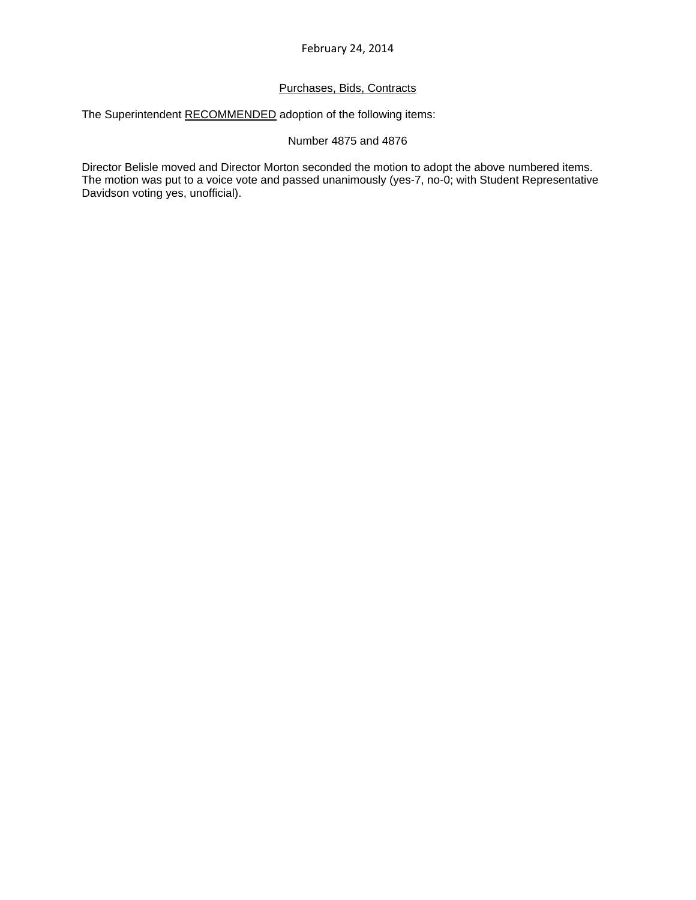February 24, 2014

## Purchases, Bids, Contracts

The Superintendent RECOMMENDED adoption of the following items:

Number 4875 and 4876

Director Belisle moved and Director Morton seconded the motion to adopt the above numbered items. The motion was put to a voice vote and passed unanimously (yes-7, no-0; with Student Representative Davidson voting yes, unofficial).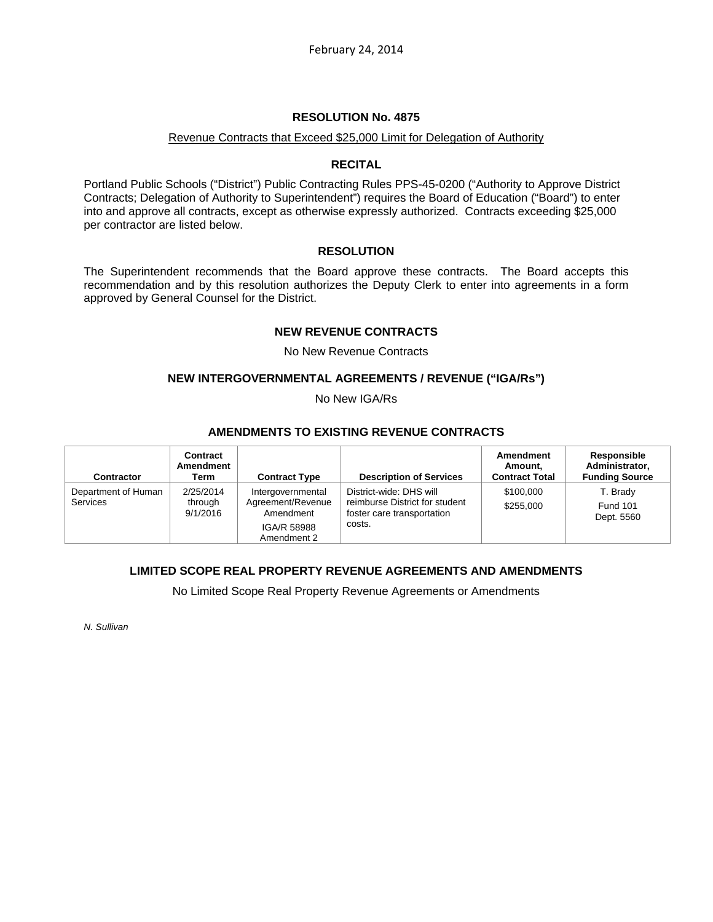February 24, 2014

### RESOLUTION No. 4875

Revenue Contracts that Exceed $25,000 Limit for Delegation of Authority

### RECITAL

Portland Public Schools ("District") Public Contracting Rules PPS-45-0200 ("Authority to Approve District Contracts; Delegation of Authority to Superintendent") requires the Board of Education ("Board") to enter into and approve all contracts, except as otherwise expressly authorized. Contracts exceeding $25,000 per contractor are listed below.

### RESOLUTION

The Superintendent recommends that the Board approve these contracts. The Board accepts this recommendation and by this resolution authorizes the Deputy Clerk to enter into agreements in a form approved by General Counsel for the District.

### NEW REVENUE CONTRACTS

No New Revenue Contracts

### NEW INTERGOVERNMENTAL AGREEMENTS / REVENUE ("IGA/Rs")

No New IGA/Rs

### AMENDMENTS TO EXISTING REVENUE CONTRACTS

| Contractor | Contract Amendment Term | Contract Type | Description of Services | Amendment Amount, Contract Total | Responsible Administrator, Funding Source |
|---|---|---|---|---|---|
| Department of Human Services | 2/25/2014 through 9/1/2016 | Intergovernmental Agreement/Revenue Amendment<br>IGA/R 58988 Amendment 2 | District-wide: DHS will reimburse District for student foster care transportation costs. | $100,000<br>$255,000 | T. Brady<br>Fund 101<br>Dept. 5560 |

### LIMITED SCOPE REAL PROPERTY REVENUE AGREEMENTS AND AMENDMENTS

No Limited Scope Real Property Revenue Agreements or Amendments

*N. Sullivan*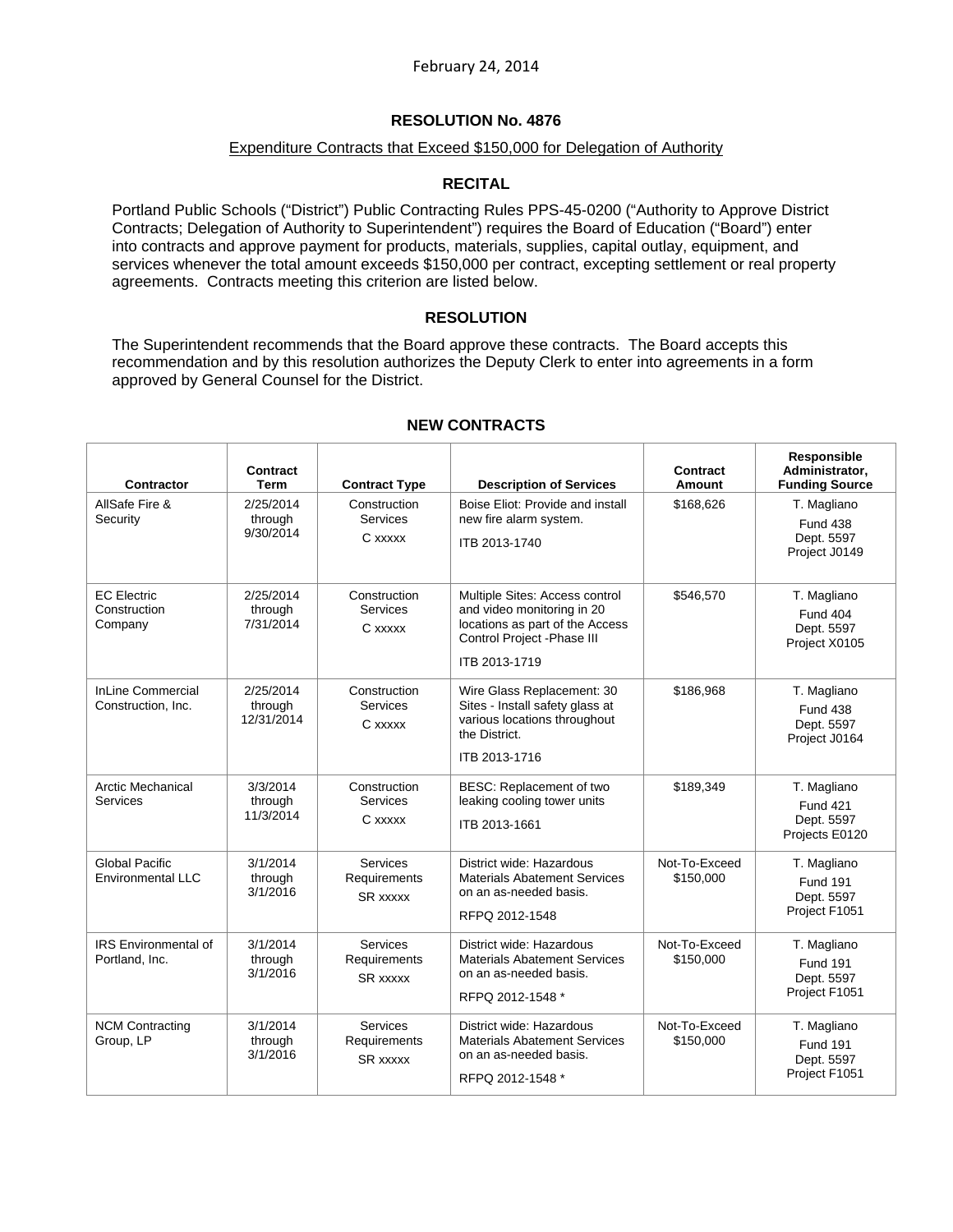February 24, 2014

## RESOLUTION No. 4876

Expenditure Contracts that Exceed $150,000 for Delegation of Authority

### RECITAL

Portland Public Schools ("District") Public Contracting Rules PPS-45-0200 ("Authority to Approve District Contracts; Delegation of Authority to Superintendent") requires the Board of Education ("Board") enter into contracts and approve payment for products, materials, supplies, capital outlay, equipment, and services whenever the total amount exceeds $150,000 per contract, excepting settlement or real property agreements. Contracts meeting this criterion are listed below.

### RESOLUTION

The Superintendent recommends that the Board approve these contracts. The Board accepts this recommendation and by this resolution authorizes the Deputy Clerk to enter into agreements in a form approved by General Counsel for the District.

### NEW CONTRACTS

| Contractor | Contract Term | Contract Type | Description of Services | Contract Amount | Responsible Administrator, Funding Source |
|---|---|---|---|---|---|
| AllSafe Fire & Security | 2/25/2014 through 9/30/2014 | Construction Services C xxxxx | Boise Eliot: Provide and install new fire alarm system. ITB 2013-1740 | $168,626 | T. Magliano Fund 438 Dept. 5597 Project J0149 |
| EC Electric Construction Company | 2/25/2014 through 7/31/2014 | Construction Services C xxxxx | Multiple Sites: Access control and video monitoring in 20 locations as part of the Access Control Project -Phase III ITB 2013-1719 | $546,570 | T. Magliano Fund 404 Dept. 5597 Project X0105 |
| InLine Commercial Construction, Inc. | 2/25/2014 through 12/31/2014 | Construction Services C xxxxx | Wire Glass Replacement: 30 Sites - Install safety glass at various locations throughout the District. ITB 2013-1716 | $186,968 | T. Magliano Fund 438 Dept. 5597 Project J0164 |
| Arctic Mechanical Services | 3/3/2014 through 11/3/2014 | Construction Services C xxxxx | BESC: Replacement of two leaking cooling tower units ITB 2013-1661 | $189,349 | T. Magliano Fund 421 Dept. 5597 Projects E0120 |
| Global Pacific Environmental LLC | 3/1/2014 through 3/1/2016 | Services Requirements SR xxxxx | District wide: Hazardous Materials Abatement Services on an as-needed basis. RFPQ 2012-1548 | Not-To-Exceed $150,000 | T. Magliano Fund 191 Dept. 5597 Project F1051 |
| IRS Environmental of Portland, Inc. | 3/1/2014 through 3/1/2016 | Services Requirements SR xxxxx | District wide: Hazardous Materials Abatement Services on an as-needed basis. RFPQ 2012-1548 * | Not-To-Exceed $150,000 | T. Magliano Fund 191 Dept. 5597 Project F1051 |
| NCM Contracting Group, LP | 3/1/2014 through 3/1/2016 | Services Requirements SR xxxxx | District wide: Hazardous Materials Abatement Services on an as-needed basis. RFPQ 2012-1548 * | Not-To-Exceed $150,000 | T. Magliano Fund 191 Dept. 5597 Project F1051 |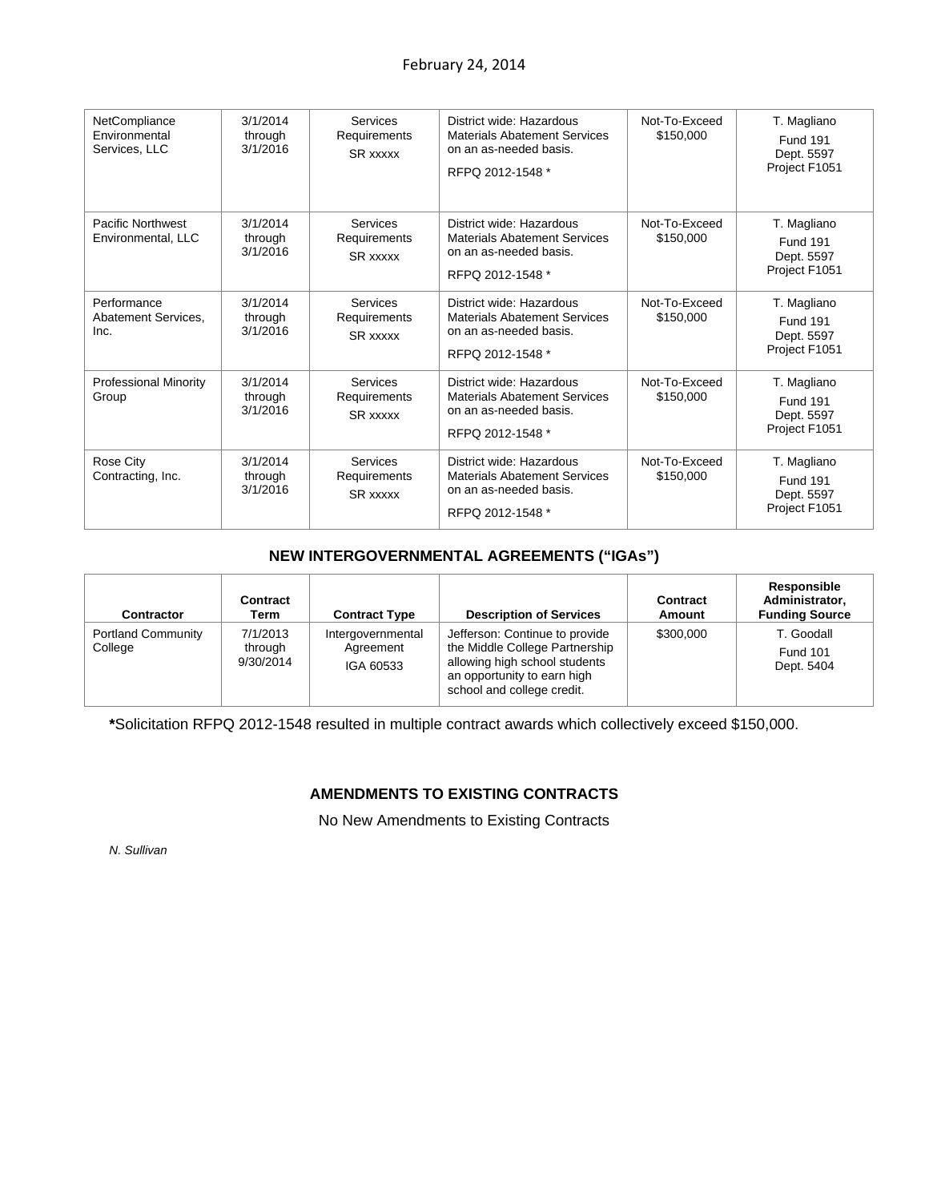February 24, 2014

| | | | | | |
|---|---|---|---|---|---|
| NetCompliance Environmental Services, LLC | 3/1/2014 through 3/1/2016 | Services Requirements SR xxxxx | District wide: Hazardous Materials Abatement Services on an as-needed basis. RFPQ 2012-1548 * | Not-To-Exceed $150,000 | T. Magliano Fund 191 Dept. 5597 Project F1051 |
| Pacific Northwest Environmental, LLC | 3/1/2014 through 3/1/2016 | Services Requirements SR xxxxx | District wide: Hazardous Materials Abatement Services on an as-needed basis. RFPQ 2012-1548 * | Not-To-Exceed $150,000 | T. Magliano Fund 191 Dept. 5597 Project F1051 |
| Performance Abatement Services, Inc. | 3/1/2014 through 3/1/2016 | Services Requirements SR xxxxx | District wide: Hazardous Materials Abatement Services on an as-needed basis. RFPQ 2012-1548 * | Not-To-Exceed $150,000 | T. Magliano Fund 191 Dept. 5597 Project F1051 |
| Professional Minority Group | 3/1/2014 through 3/1/2016 | Services Requirements SR xxxxx | District wide: Hazardous Materials Abatement Services on an as-needed basis. RFPQ 2012-1548 * | Not-To-Exceed $150,000 | T. Magliano Fund 191 Dept. 5597 Project F1051 |
| Rose City Contracting, Inc. | 3/1/2014 through 3/1/2016 | Services Requirements SR xxxxx | District wide: Hazardous Materials Abatement Services on an as-needed basis. RFPQ 2012-1548 * | Not-To-Exceed $150,000 | T. Magliano Fund 191 Dept. 5597 Project F1051 |

## NEW INTERGOVERNMENTAL AGREEMENTS ("IGAs")

| Contractor | Contract Term | Contract Type | Description of Services | Contract Amount | Responsible Administrator, Funding Source |
|---|---|---|---|---|---|
| Portland Community College | 7/1/2013 through 9/30/2014 | Intergovernmental Agreement IGA 60533 | Jefferson: Continue to provide the Middle College Partnership allowing high school students an opportunity to earn high school and college credit. | $300,000 | T. Goodall Fund 101 Dept. 5404 |

**\***Solicitation RFPQ 2012-1548 resulted in multiple contract awards which collectively exceed $150,000.

## AMENDMENTS TO EXISTING CONTRACTS

No New Amendments to Existing Contracts

*N. Sullivan*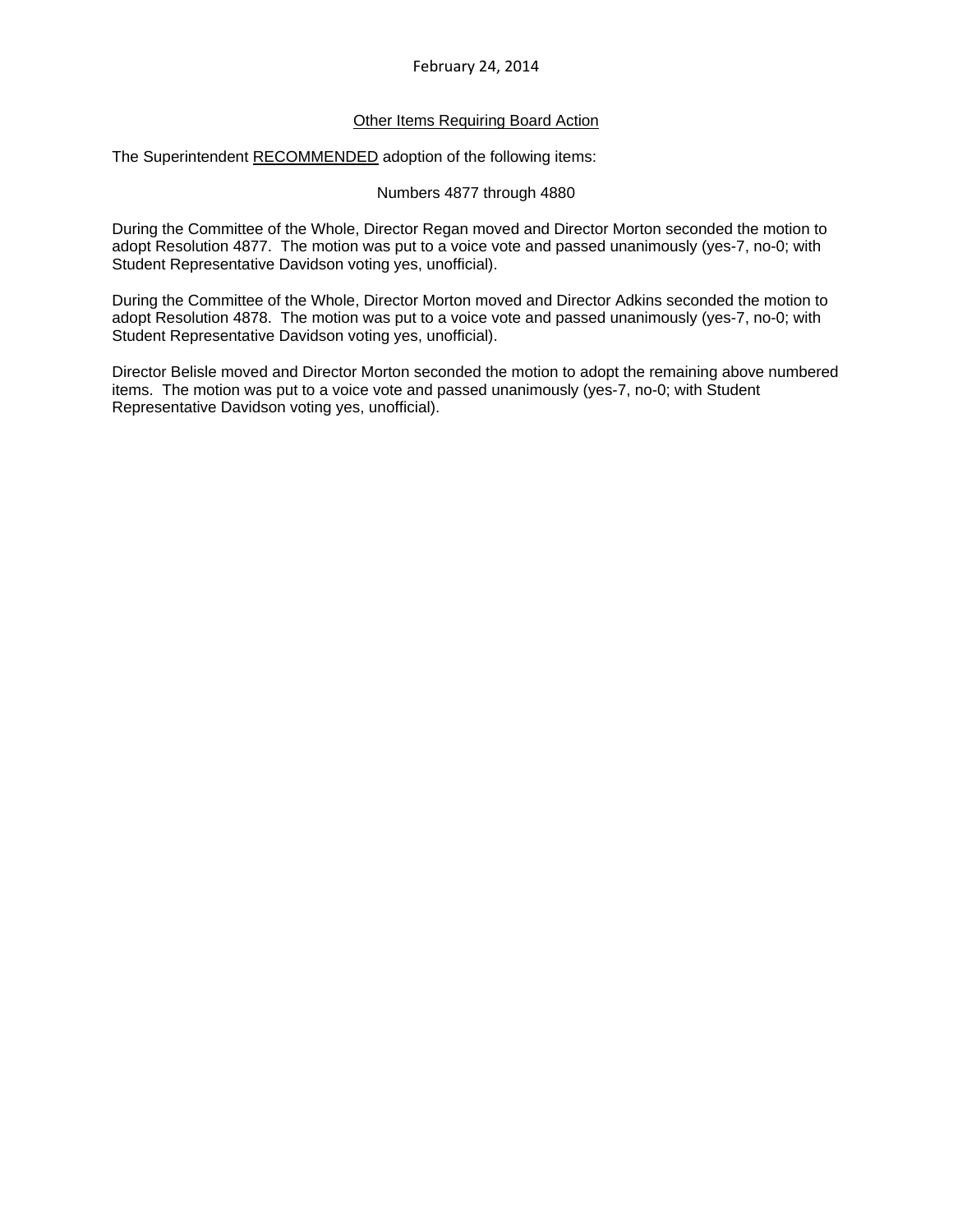February 24, 2014

## Other Items Requiring Board Action

The Superintendent RECOMMENDED adoption of the following items:

Numbers 4877 through 4880

During the Committee of the Whole, Director Regan moved and Director Morton seconded the motion to adopt Resolution 4877. The motion was put to a voice vote and passed unanimously (yes-7, no-0; with Student Representative Davidson voting yes, unofficial).

During the Committee of the Whole, Director Morton moved and Director Adkins seconded the motion to adopt Resolution 4878. The motion was put to a voice vote and passed unanimously (yes-7, no-0; with Student Representative Davidson voting yes, unofficial).

Director Belisle moved and Director Morton seconded the motion to adopt the remaining above numbered items. The motion was put to a voice vote and passed unanimously (yes-7, no-0; with Student Representative Davidson voting yes, unofficial).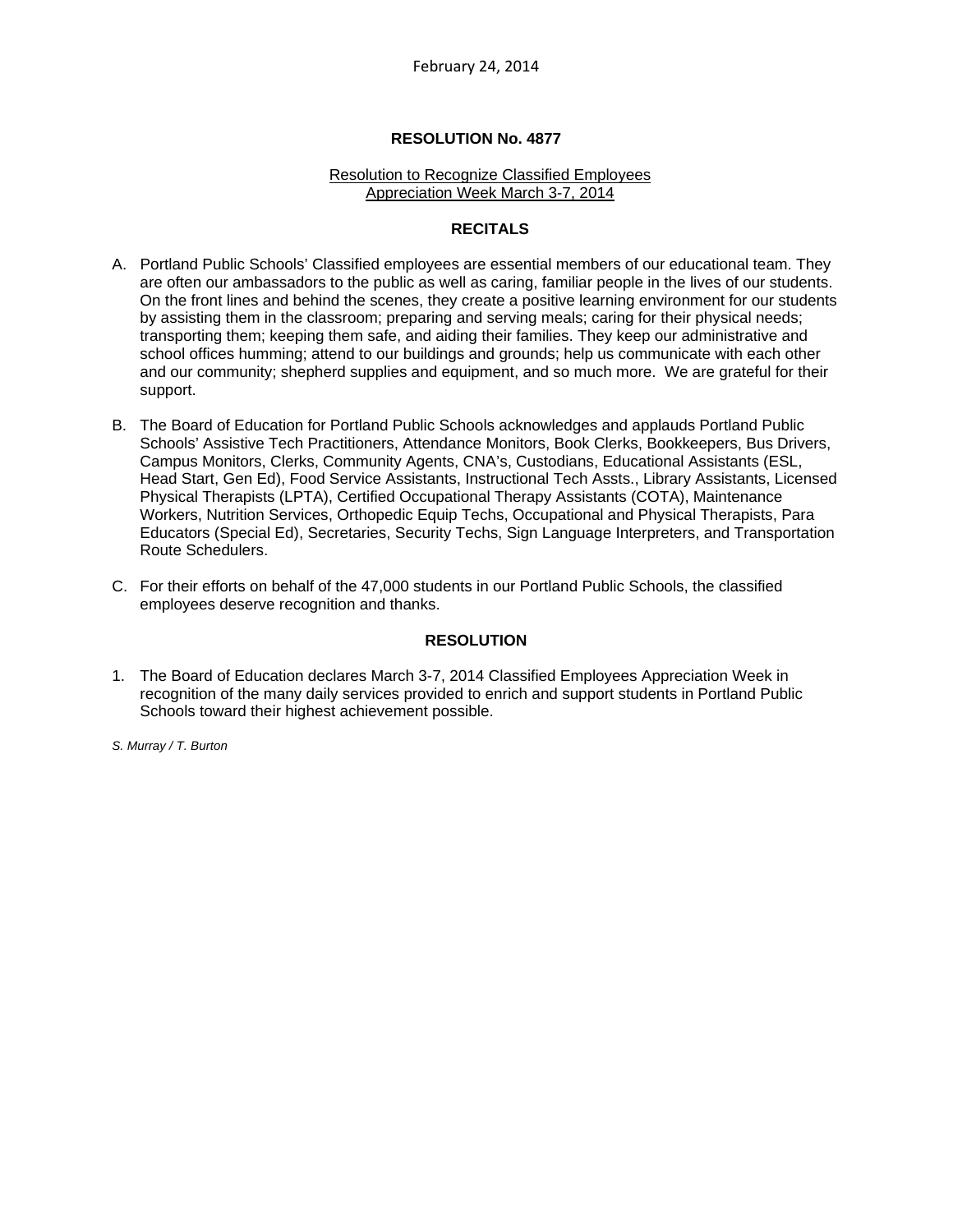February 24, 2014

# RESOLUTION No. 4877

Resolution to Recognize Classified Employees Appreciation Week March 3-7, 2014

## RECITALS

A. Portland Public Schools' Classified employees are essential members of our educational team. They are often our ambassadors to the public as well as caring, familiar people in the lives of our students. On the front lines and behind the scenes, they create a positive learning environment for our students by assisting them in the classroom; preparing and serving meals; caring for their physical needs; transporting them; keeping them safe, and aiding their families. They keep our administrative and school offices humming; attend to our buildings and grounds; help us communicate with each other and our community; shepherd supplies and equipment, and so much more. We are grateful for their support.

B. The Board of Education for Portland Public Schools acknowledges and applauds Portland Public Schools' Assistive Tech Practitioners, Attendance Monitors, Book Clerks, Bookkeepers, Bus Drivers, Campus Monitors, Clerks, Community Agents, CNA's, Custodians, Educational Assistants (ESL, Head Start, Gen Ed), Food Service Assistants, Instructional Tech Assts., Library Assistants, Licensed Physical Therapists (LPTA), Certified Occupational Therapy Assistants (COTA), Maintenance Workers, Nutrition Services, Orthopedic Equip Techs, Occupational and Physical Therapists, Para Educators (Special Ed), Secretaries, Security Techs, Sign Language Interpreters, and Transportation Route Schedulers.

C. For their efforts on behalf of the 47,000 students in our Portland Public Schools, the classified employees deserve recognition and thanks.

## RESOLUTION

1. The Board of Education declares March 3-7, 2014 Classified Employees Appreciation Week in recognition of the many daily services provided to enrich and support students in Portland Public Schools toward their highest achievement possible.

*S. Murray / T. Burton*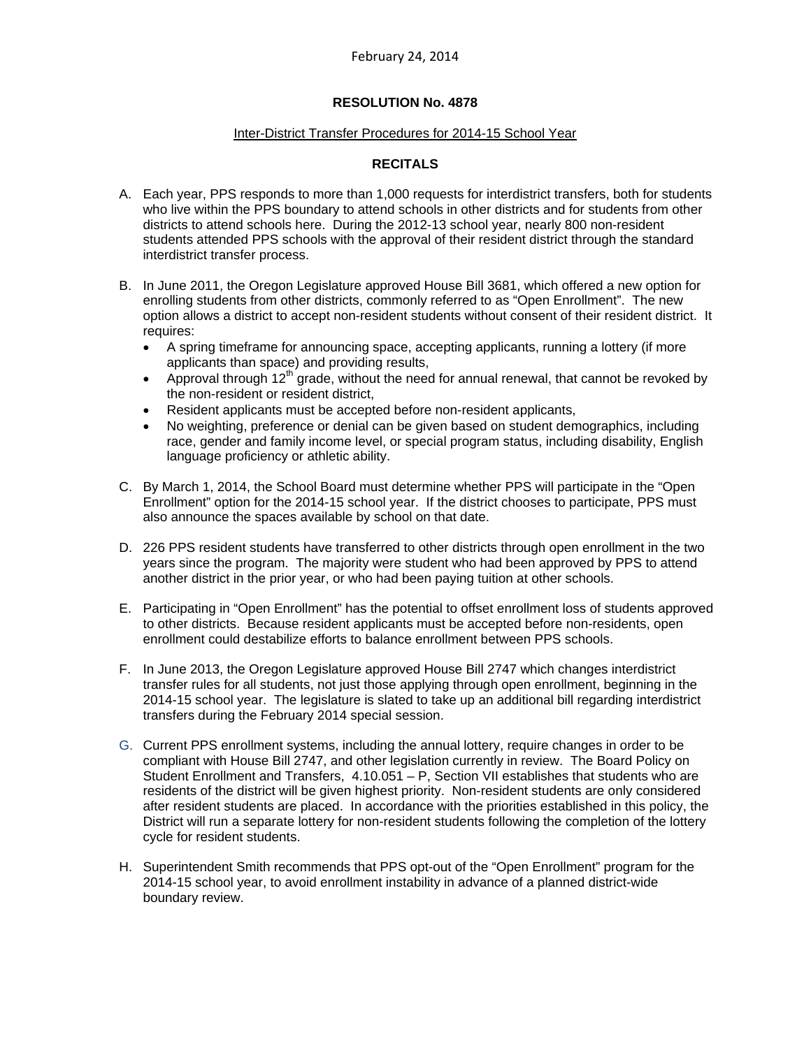February 24, 2014

**RESOLUTION No. 4878**

Inter-District Transfer Procedures for 2014-15 School Year

**RECITALS**

A. Each year, PPS responds to more than 1,000 requests for interdistrict transfers, both for students who live within the PPS boundary to attend schools in other districts and for students from other districts to attend schools here. During the 2012-13 school year, nearly 800 non-resident students attended PPS schools with the approval of their resident district through the standard interdistrict transfer process.

B. In June 2011, the Oregon Legislature approved House Bill 3681, which offered a new option for enrolling students from other districts, commonly referred to as "Open Enrollment". The new option allows a district to accept non-resident students without consent of their resident district. It requires:
   - A spring timeframe for announcing space, accepting applicants, running a lottery (if more applicants than space) and providing results,
   - Approval through 12th grade, without the need for annual renewal, that cannot be revoked by the non-resident or resident district,
   - Resident applicants must be accepted before non-resident applicants,
   - No weighting, preference or denial can be given based on student demographics, including race, gender and family income level, or special program status, including disability, English language proficiency or athletic ability.

C. By March 1, 2014, the School Board must determine whether PPS will participate in the "Open Enrollment" option for the 2014-15 school year. If the district chooses to participate, PPS must also announce the spaces available by school on that date.

D. 226 PPS resident students have transferred to other districts through open enrollment in the two years since the program. The majority were student who had been approved by PPS to attend another district in the prior year, or who had been paying tuition at other schools.

E. Participating in "Open Enrollment" has the potential to offset enrollment loss of students approved to other districts. Because resident applicants must be accepted before non-residents, open enrollment could destabilize efforts to balance enrollment between PPS schools.

F. In June 2013, the Oregon Legislature approved House Bill 2747 which changes interdistrict transfer rules for all students, not just those applying through open enrollment, beginning in the 2014-15 school year. The legislature is slated to take up an additional bill regarding interdistrict transfers during the February 2014 special session.

G. Current PPS enrollment systems, including the annual lottery, require changes in order to be compliant with House Bill 2747, and other legislation currently in review. The Board Policy on Student Enrollment and Transfers, 4.10.051 – P, Section VII establishes that students who are residents of the district will be given highest priority. Non-resident students are only considered after resident students are placed. In accordance with the priorities established in this policy, the District will run a separate lottery for non-resident students following the completion of the lottery cycle for resident students.

H. Superintendent Smith recommends that PPS opt-out of the "Open Enrollment" program for the 2014-15 school year, to avoid enrollment instability in advance of a planned district-wide boundary review.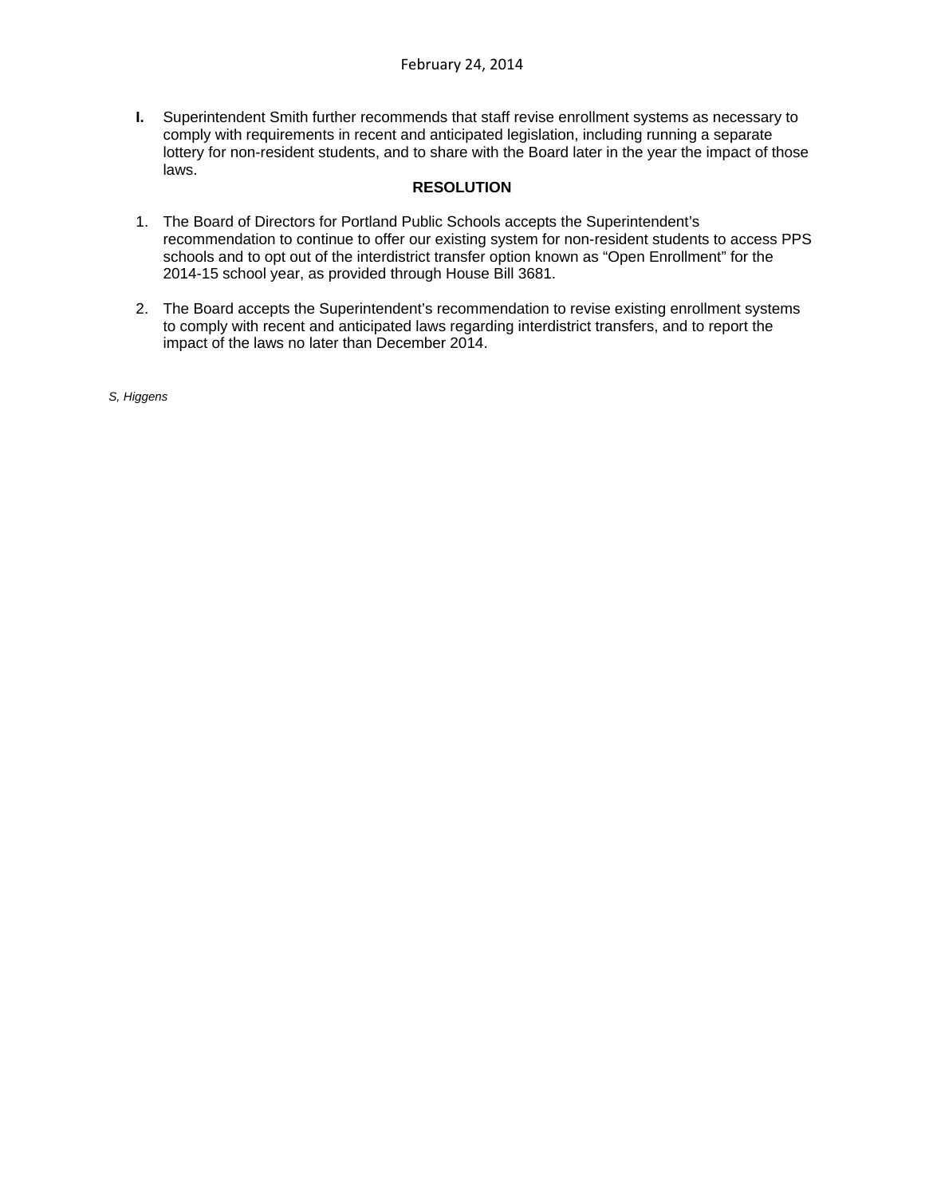February 24, 2014

**I.** Superintendent Smith further recommends that staff revise enrollment systems as necessary to comply with requirements in recent and anticipated legislation, including running a separate lottery for non-resident students, and to share with the Board later in the year the impact of those laws.

**RESOLUTION**

1. The Board of Directors for Portland Public Schools accepts the Superintendent's recommendation to continue to offer our existing system for non-resident students to access PPS schools and to opt out of the interdistrict transfer option known as "Open Enrollment" for the 2014-15 school year, as provided through House Bill 3681.

2. The Board accepts the Superintendent's recommendation to revise existing enrollment systems to comply with recent and anticipated laws regarding interdistrict transfers, and to report the impact of the laws no later than December 2014.

*S, Higgens*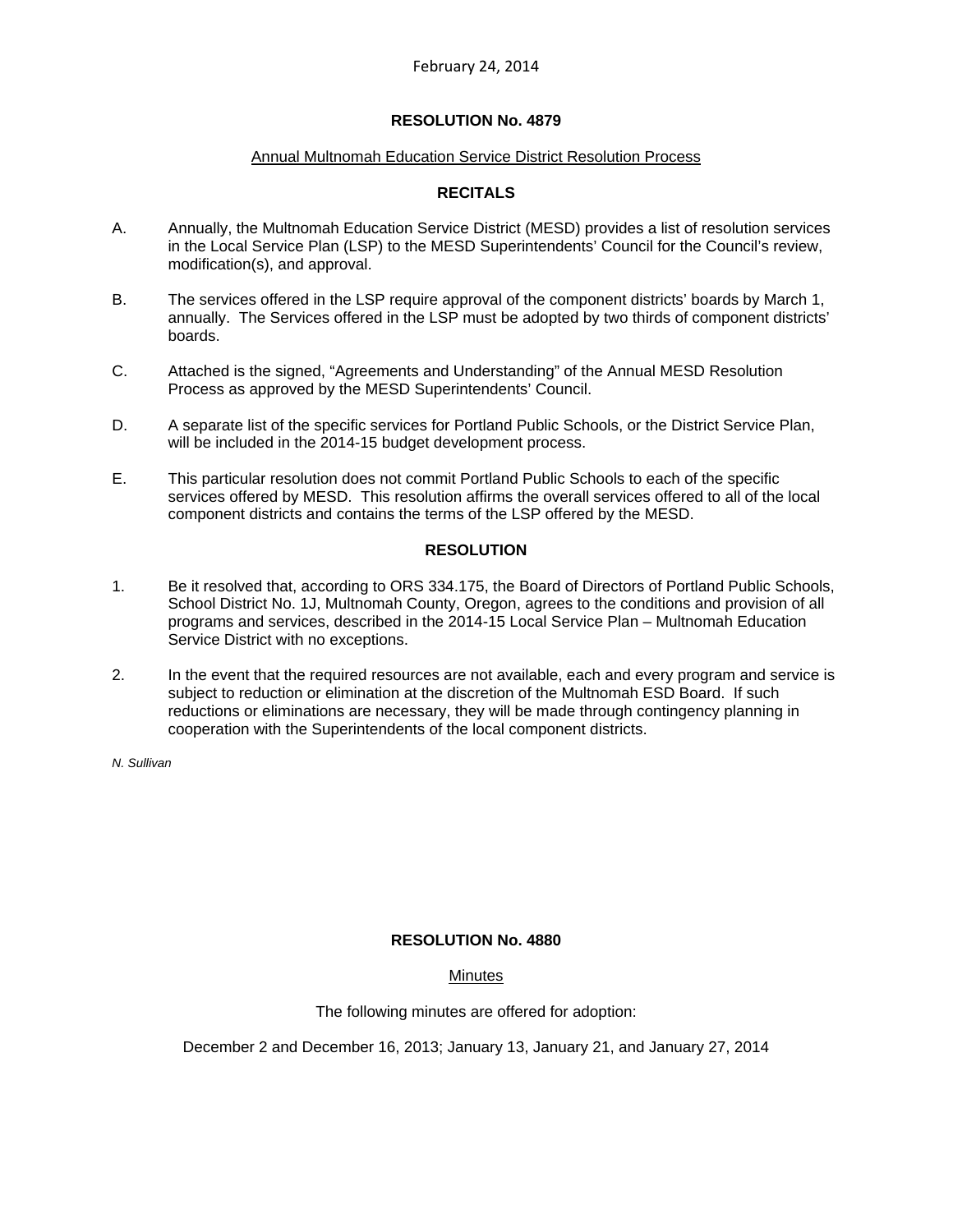February 24, 2014

## RESOLUTION No. 4879

Annual Multnomah Education Service District Resolution Process

### RECITALS

A. Annually, the Multnomah Education Service District (MESD) provides a list of resolution services in the Local Service Plan (LSP) to the MESD Superintendents' Council for the Council's review, modification(s), and approval.

B. The services offered in the LSP require approval of the component districts' boards by March 1, annually. The Services offered in the LSP must be adopted by two thirds of component districts' boards.

C. Attached is the signed, "Agreements and Understanding" of the Annual MESD Resolution Process as approved by the MESD Superintendents' Council.

D. A separate list of the specific services for Portland Public Schools, or the District Service Plan, will be included in the 2014-15 budget development process.

E. This particular resolution does not commit Portland Public Schools to each of the specific services offered by MESD. This resolution affirms the overall services offered to all of the local component districts and contains the terms of the LSP offered by the MESD.

### RESOLUTION

1. Be it resolved that, according to ORS 334.175, the Board of Directors of Portland Public Schools, School District No. 1J, Multnomah County, Oregon, agrees to the conditions and provision of all programs and services, described in the 2014-15 Local Service Plan – Multnomah Education Service District with no exceptions.

2. In the event that the required resources are not available, each and every program and service is subject to reduction or elimination at the discretion of the Multnomah ESD Board. If such reductions or eliminations are necessary, they will be made through contingency planning in cooperation with the Superintendents of the local component districts.

*N. Sullivan*

## RESOLUTION No. 4880

Minutes

The following minutes are offered for adoption:

December 2 and December 16, 2013; January 13, January 21, and January 27, 2014